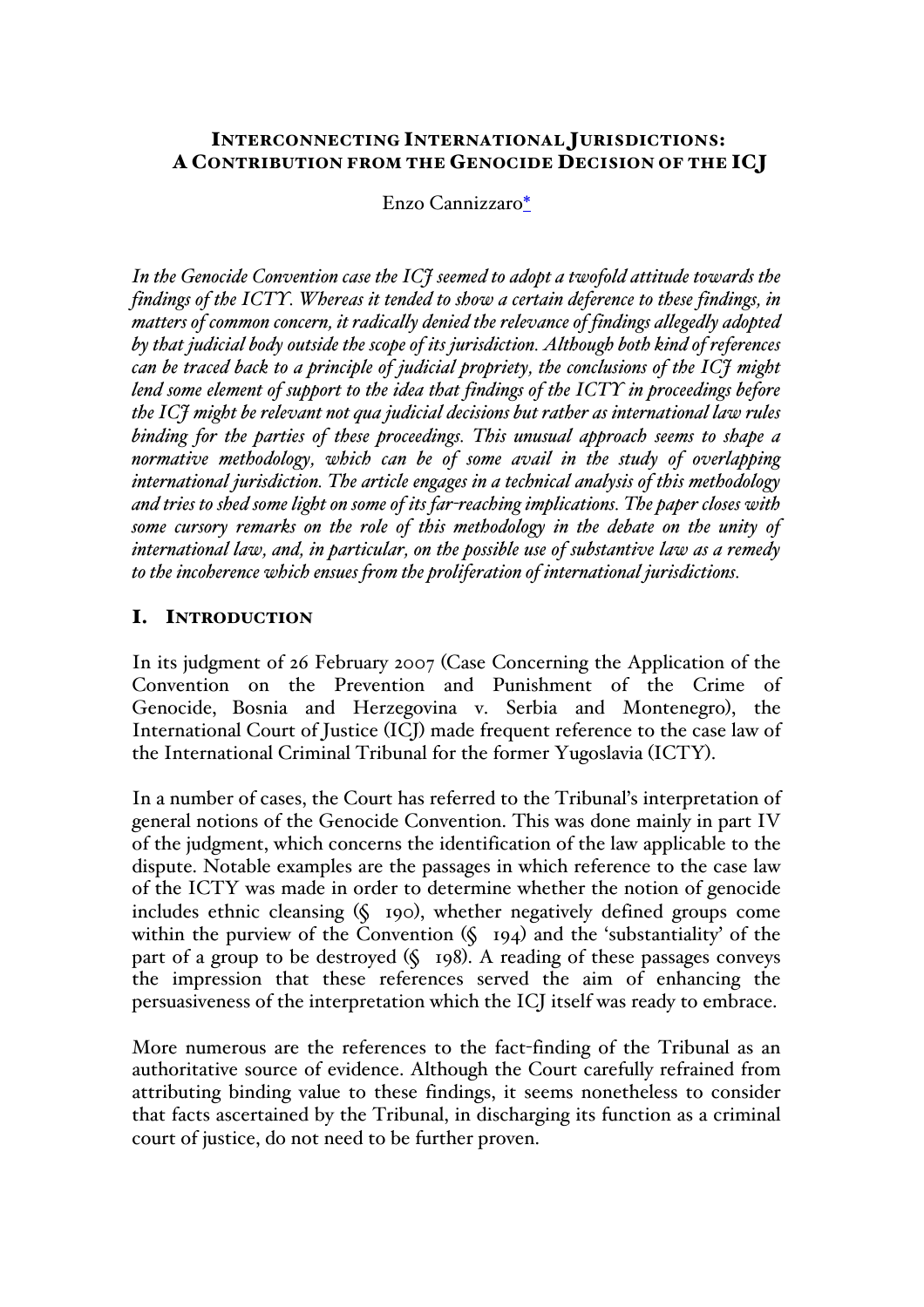# INTERCONNECTING INTERNATIONAL JURISDICTIONS: A CONTRIBUTION FROM THE GENOCIDE DECISION OF THE ICJ

Enzo Cannizzaro*

*In the Genocide Convention case the ICJ seemed to adopt a twofold attitude towards the findings of the ICTY. Whereas it tended to show a certain deference to these findings, in matters of common concern, it radically denied the relevance of findings allegedly adopted by that judicial body outside the scope of its jurisdiction. Although both kind of references can be traced back to a principle of judicial propriety, the conclusions of the ICJ might lend some element of support to the idea that findings of the ICTY in proceedings before the ICJ might be relevant not qua judicial decisions but rather as international law rules binding for the parties of these proceedings. This unusual approach seems to shape a normative methodology, which can be of some avail in the study of overlapping international jurisdiction. The article engages in a technical analysis of this methodology and tries to shed some light on some of its far-reaching implications. The paper closes with some cursory remarks on the role of this methodology in the debate on the unity of international law, and, in particular, on the possible use of substantive law as a remedy to the incoherence which ensues from the proliferation of international jurisdictions.*

## I. INTRODUCTION

In its judgment of 26 February 2007 (Case Concerning the Application of the Convention on the Prevention and Punishment of the Crime of Genocide, Bosnia and Herzegovina v. Serbia and Montenegro), the International Court of Justice (ICJ) made frequent reference to the case law of the International Criminal Tribunal for the former Yugoslavia (ICTY).

In a number of cases, the Court has referred to the Tribunal's interpretation of general notions of the Genocide Convention. This was done mainly in part IV of the judgment, which concerns the identification of the law applicable to the dispute. Notable examples are the passages in which reference to the case law of the ICTY was made in order to determine whether the notion of genocide includes ethnic cleansing (§ 190), whether negatively defined groups come within the purview of the Convention (§ 194) and the 'substantiality' of the part of a group to be destroyed (§ 198). A reading of these passages conveys the impression that these references served the aim of enhancing the persuasiveness of the interpretation which the ICJ itself was ready to embrace.

More numerous are the references to the fact-finding of the Tribunal as an authoritative source of evidence. Although the Court carefully refrained from attributing binding value to these findings, it seems nonetheless to consider that facts ascertained by the Tribunal, in discharging its function as a criminal court of justice, do not need to be further proven.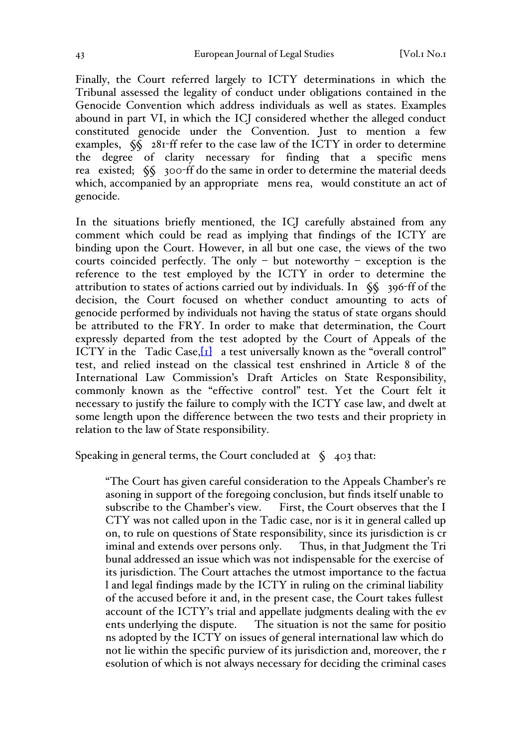Finally, the Court referred largely to ICTY determinations in which the Tribunal assessed the legality of conduct under obligations contained in the Genocide Convention which address individuals as well as states. Examples abound in part VI, in which the ICJ considered whether the alleged conduct constituted genocide under the Convention. Just to mention a few examples, §§ 281-ff refer to the case law of the ICTY in order to determine the degree of clarity necessary for finding that a specific mens rea existed; §§ 300-ff do the same in order to determine the material deeds which, accompanied by an appropriate mens rea, would constitute an act of genocide.

In the situations briefly mentioned, the ICJ carefully abstained from any comment which could be read as implying that findings of the ICTY are binding upon the Court. However, in all but one case, the views of the two courts coincided perfectly. The only – but noteworthy – exception is the reference to the test employed by the ICTY in order to determine the attribution to states of actions carried out by individuals. In §§ 396-ff of the decision, the Court focused on whether conduct amounting to acts of genocide performed by individuals not having the status of state organs should be attributed to the FRY. In order to make that determination, the Court expressly departed from the test adopted by the Court of Appeals of the ICTY in the Tadic Case,[1] a test universally known as the "overall control" test, and relied instead on the classical test enshrined in Article 8 of the International Law Commission's Draft Articles on State Responsibility, commonly known as the "effective control" test. Yet the Court felt it necessary to justify the failure to comply with the ICTY case law, and dwelt at some length upon the difference between the two tests and their propriety in relation to the law of State responsibility.

Speaking in general terms, the Court concluded at § 403 that:

> "The Court has given careful consideration to the Appeals Chamber's reasoning in support of the foregoing conclusion, but finds itself unable to subscribe to the Chamber's view. First, the Court observes that the ICTY was not called upon in the Tadic case, nor is it in general called upon, to rule on questions of State responsibility, since its jurisdiction is criminal and extends over persons only. Thus, in that Judgment the Tribunal addressed an issue which was not indispensable for the exercise of its jurisdiction. The Court attaches the utmost importance to the factual and legal findings made by the ICTY in ruling on the criminal liability of the accused before it and, in the present case, the Court takes fullest account of the ICTY's trial and appellate judgments dealing with the events underlying the dispute. The situation is not the same for positions adopted by the ICTY on issues of general international law which do not lie within the specific purview of its jurisdiction and, moreover, the resolution of which is not always necessary for deciding the criminal cases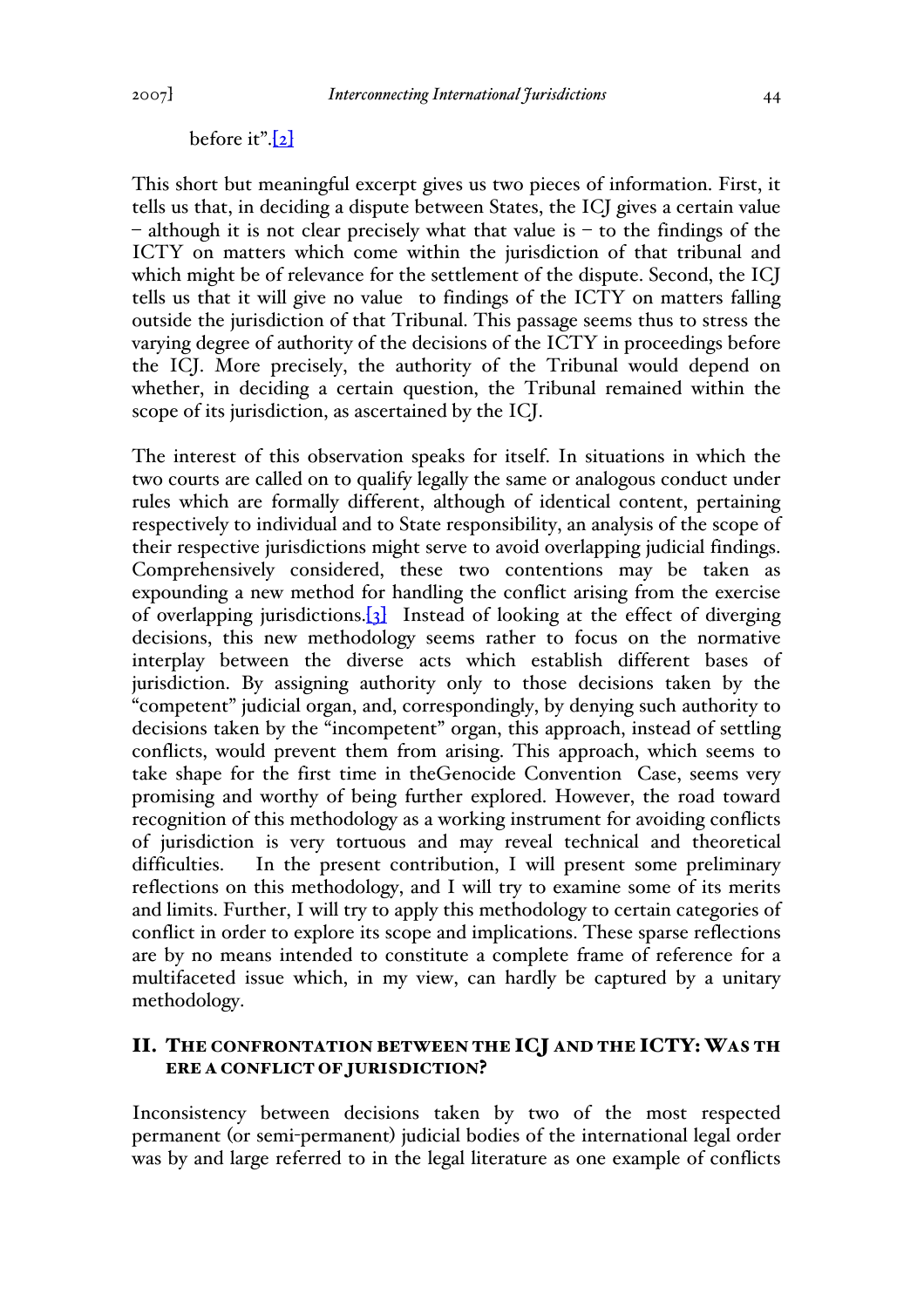before it".[2]

This short but meaningful excerpt gives us two pieces of information. First, it tells us that, in deciding a dispute between States, the ICJ gives a certain value – although it is not clear precisely what that value is – to the findings of the ICTY on matters which come within the jurisdiction of that tribunal and which might be of relevance for the settlement of the dispute. Second, the ICJ tells us that it will give no value to findings of the ICTY on matters falling outside the jurisdiction of that Tribunal. This passage seems thus to stress the varying degree of authority of the decisions of the ICTY in proceedings before the ICJ. More precisely, the authority of the Tribunal would depend on whether, in deciding a certain question, the Tribunal remained within the scope of its jurisdiction, as ascertained by the ICJ.

The interest of this observation speaks for itself. In situations in which the two courts are called on to qualify legally the same or analogous conduct under rules which are formally different, although of identical content, pertaining respectively to individual and to State responsibility, an analysis of the scope of their respective jurisdictions might serve to avoid overlapping judicial findings. Comprehensively considered, these two contentions may be taken as expounding a new method for handling the conflict arising from the exercise of overlapping jurisdictions.[3] Instead of looking at the effect of diverging decisions, this new methodology seems rather to focus on the normative interplay between the diverse acts which establish different bases of jurisdiction. By assigning authority only to those decisions taken by the "competent" judicial organ, and, correspondingly, by denying such authority to decisions taken by the "incompetent" organ, this approach, instead of settling conflicts, would prevent them from arising. This approach, which seems to take shape for the first time in theGenocide Convention Case, seems very promising and worthy of being further explored. However, the road toward recognition of this methodology as a working instrument for avoiding conflicts of jurisdiction is very tortuous and may reveal technical and theoretical difficulties. In the present contribution, I will present some preliminary reflections on this methodology, and I will try to examine some of its merits and limits. Further, I will try to apply this methodology to certain categories of conflict in order to explore its scope and implications. These sparse reflections are by no means intended to constitute a complete frame of reference for a multifaceted issue which, in my view, can hardly be captured by a unitary methodology.

## II. The Confrontation Between the ICJ and the ICTY: Was There a Conflict of Jurisdiction?

Inconsistency between decisions taken by two of the most respected permanent (or semi-permanent) judicial bodies of the international legal order was by and large referred to in the legal literature as one example of conflicts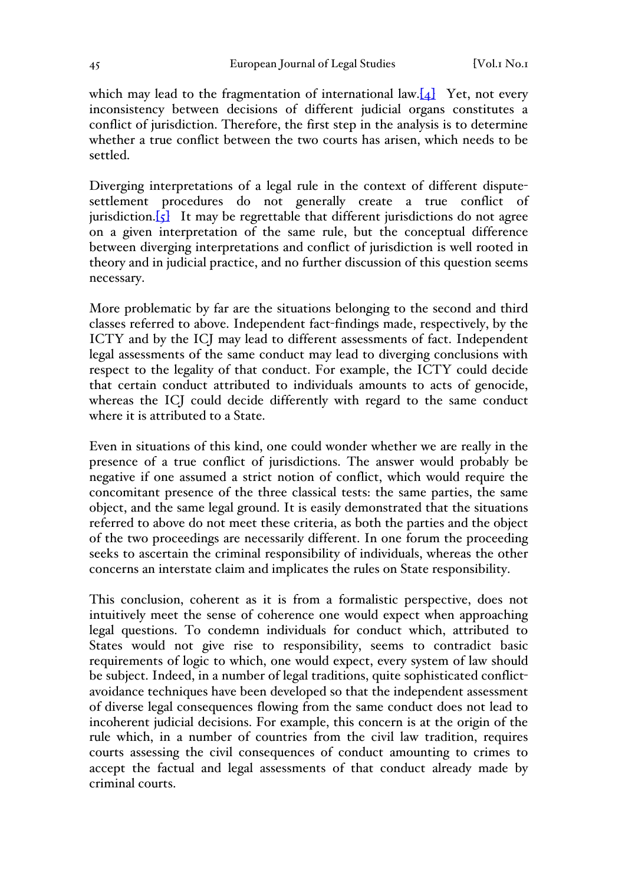which may lead to the fragmentation of international law.[4] Yet, not every inconsistency between decisions of different judicial organs constitutes a conflict of jurisdiction. Therefore, the first step in the analysis is to determine whether a true conflict between the two courts has arisen, which needs to be settled.

Diverging interpretations of a legal rule in the context of different dispute-settlement procedures do not generally create a true conflict of jurisdiction.[5] It may be regrettable that different jurisdictions do not agree on a given interpretation of the same rule, but the conceptual difference between diverging interpretations and conflict of jurisdiction is well rooted in theory and in judicial practice, and no further discussion of this question seems necessary.

More problematic by far are the situations belonging to the second and third classes referred to above. Independent fact-findings made, respectively, by the ICTY and by the ICJ may lead to different assessments of fact. Independent legal assessments of the same conduct may lead to diverging conclusions with respect to the legality of that conduct. For example, the ICTY could decide that certain conduct attributed to individuals amounts to acts of genocide, whereas the ICJ could decide differently with regard to the same conduct where it is attributed to a State.

Even in situations of this kind, one could wonder whether we are really in the presence of a true conflict of jurisdictions. The answer would probably be negative if one assumed a strict notion of conflict, which would require the concomitant presence of the three classical tests: the same parties, the same object, and the same legal ground. It is easily demonstrated that the situations referred to above do not meet these criteria, as both the parties and the object of the two proceedings are necessarily different. In one forum the proceeding seeks to ascertain the criminal responsibility of individuals, whereas the other concerns an interstate claim and implicates the rules on State responsibility.

This conclusion, coherent as it is from a formalistic perspective, does not intuitively meet the sense of coherence one would expect when approaching legal questions. To condemn individuals for conduct which, attributed to States would not give rise to responsibility, seems to contradict basic requirements of logic to which, one would expect, every system of law should be subject. Indeed, in a number of legal traditions, quite sophisticated conflict-avoidance techniques have been developed so that the independent assessment of diverse legal consequences flowing from the same conduct does not lead to incoherent judicial decisions. For example, this concern is at the origin of the rule which, in a number of countries from the civil law tradition, requires courts assessing the civil consequences of conduct amounting to crimes to accept the factual and legal assessments of that conduct already made by criminal courts.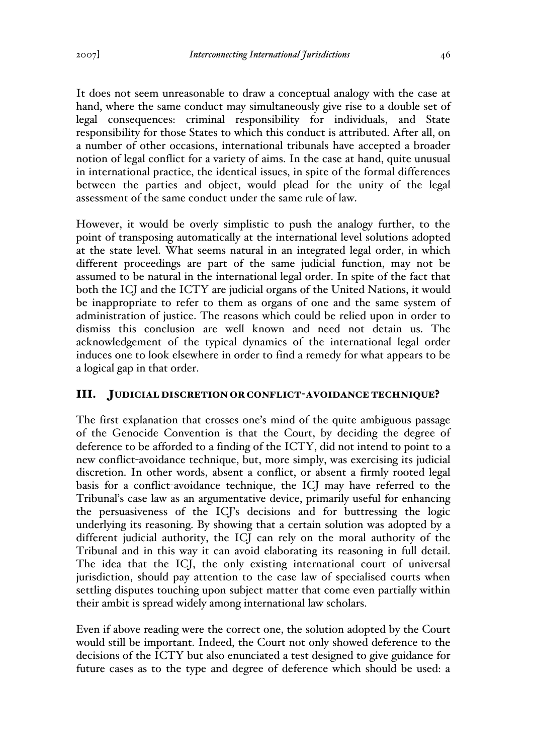It does not seem unreasonable to draw a conceptual analogy with the case at hand, where the same conduct may simultaneously give rise to a double set of legal consequences: criminal responsibility for individuals, and State responsibility for those States to which this conduct is attributed. After all, on a number of other occasions, international tribunals have accepted a broader notion of legal conflict for a variety of aims. In the case at hand, quite unusual in international practice, the identical issues, in spite of the formal differences between the parties and object, would plead for the unity of the legal assessment of the same conduct under the same rule of law.

However, it would be overly simplistic to push the analogy further, to the point of transposing automatically at the international level solutions adopted at the state level. What seems natural in an integrated legal order, in which different proceedings are part of the same judicial function, may not be assumed to be natural in the international legal order. In spite of the fact that both the ICJ and the ICTY are judicial organs of the United Nations, it would be inappropriate to refer to them as organs of one and the same system of administration of justice. The reasons which could be relied upon in order to dismiss this conclusion are well known and need not detain us. The acknowledgement of the typical dynamics of the international legal order induces one to look elsewhere in order to find a remedy for what appears to be a logical gap in that order.

## III. JUDICIAL DISCRETION OR CONFLICT-AVOIDANCE TECHNIQUE?

The first explanation that crosses one's mind of the quite ambiguous passage of the Genocide Convention is that the Court, by deciding the degree of deference to be afforded to a finding of the ICTY, did not intend to point to a new conflict-avoidance technique, but, more simply, was exercising its judicial discretion. In other words, absent a conflict, or absent a firmly rooted legal basis for a conflict-avoidance technique, the ICJ may have referred to the Tribunal's case law as an argumentative device, primarily useful for enhancing the persuasiveness of the ICJ's decisions and for buttressing the logic underlying its reasoning. By showing that a certain solution was adopted by a different judicial authority, the ICJ can rely on the moral authority of the Tribunal and in this way it can avoid elaborating its reasoning in full detail. The idea that the ICJ, the only existing international court of universal jurisdiction, should pay attention to the case law of specialised courts when settling disputes touching upon subject matter that come even partially within their ambit is spread widely among international law scholars.

Even if above reading were the correct one, the solution adopted by the Court would still be important. Indeed, the Court not only showed deference to the decisions of the ICTY but also enunciated a test designed to give guidance for future cases as to the type and degree of deference which should be used: a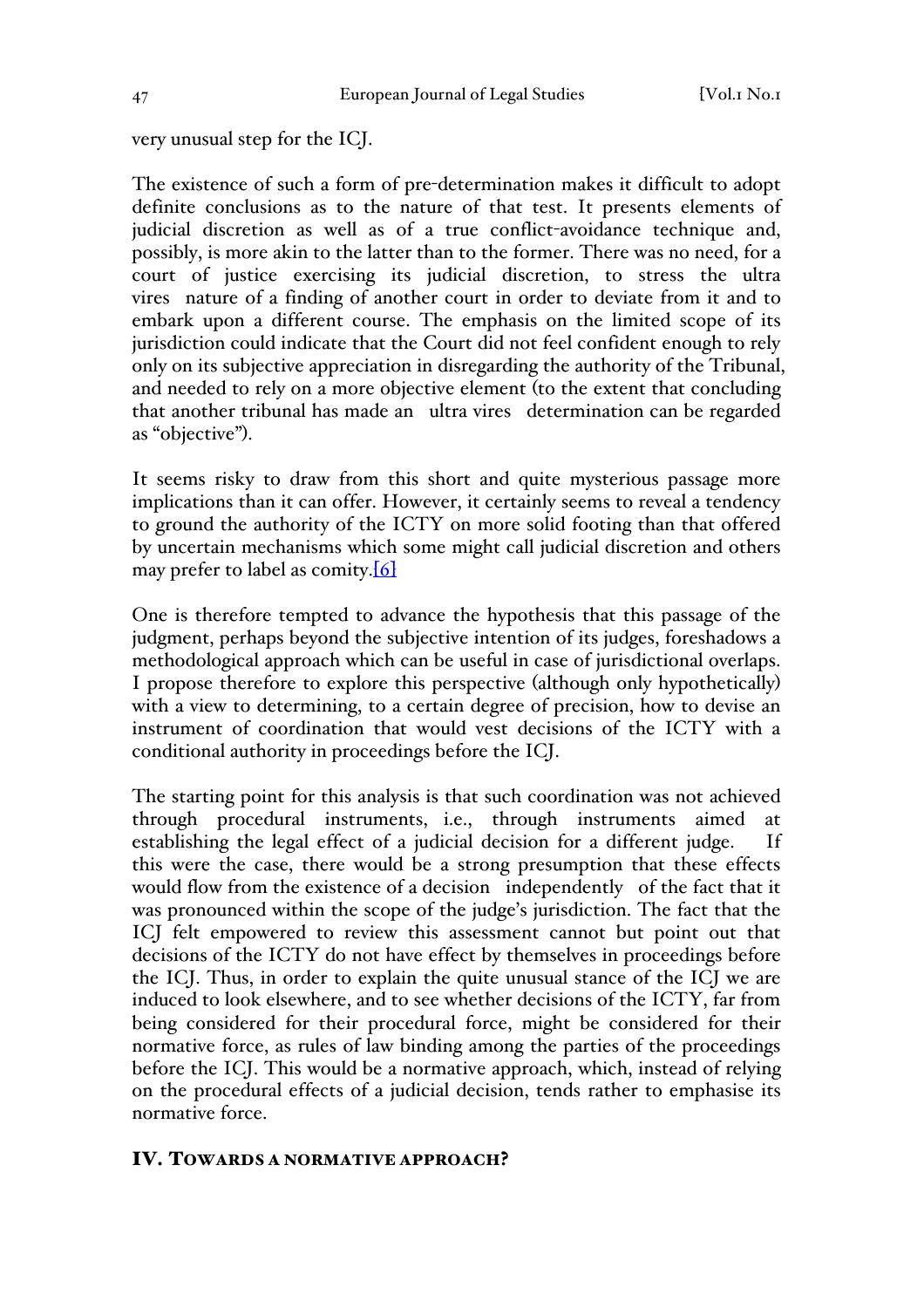very unusual step for the ICJ.

The existence of such a form of pre-determination makes it difficult to adopt definite conclusions as to the nature of that test. It presents elements of judicial discretion as well as of a true conflict-avoidance technique and, possibly, is more akin to the latter than to the former. There was no need, for a court of justice exercising its judicial discretion, to stress the *ultra vires* nature of a finding of another court in order to deviate from it and to embark upon a different course. The emphasis on the limited scope of its jurisdiction could indicate that the Court did not feel confident enough to rely only on its subjective appreciation in disregarding the authority of the Tribunal, and needed to rely on a more objective element (to the extent that concluding that another tribunal has made an *ultra vires* determination can be regarded as "objective").

It seems risky to draw from this short and quite mysterious passage more implications than it can offer. However, it certainly seems to reveal a tendency to ground the authority of the ICTY on more solid footing than that offered by uncertain mechanisms which some might call judicial discretion and others may prefer to label as comity.[6]

One is therefore tempted to advance the hypothesis that this passage of the judgment, perhaps beyond the subjective intention of its judges, foreshadows a methodological approach which can be useful in case of jurisdictional overlaps. I propose therefore to explore this perspective (although only hypothetically) with a view to determining, to a certain degree of precision, how to devise an instrument of coordination that would vest decisions of the ICTY with a conditional authority in proceedings before the ICJ.

The starting point for this analysis is that such coordination was not achieved through procedural instruments, i.e., through instruments aimed at establishing the legal effect of a judicial decision for a different judge. If this were the case, there would be a strong presumption that these effects would flow from the existence of a decision *independently* of the fact that it was pronounced within the scope of the judge's jurisdiction. The fact that the ICJ felt empowered to review this assessment cannot but point out that decisions of the ICTY do not have effect by themselves in proceedings before the ICJ. Thus, in order to explain the quite unusual stance of the ICJ we are induced to look elsewhere, and to see whether decisions of the ICTY, far from being considered for their procedural force, might be considered for their normative force, as rules of law binding among the parties of the proceedings before the ICJ. This would be a normative approach, which, instead of relying on the procedural effects of a judicial decision, tends rather to emphasise its normative force.

## IV. Towards a Normative Approach?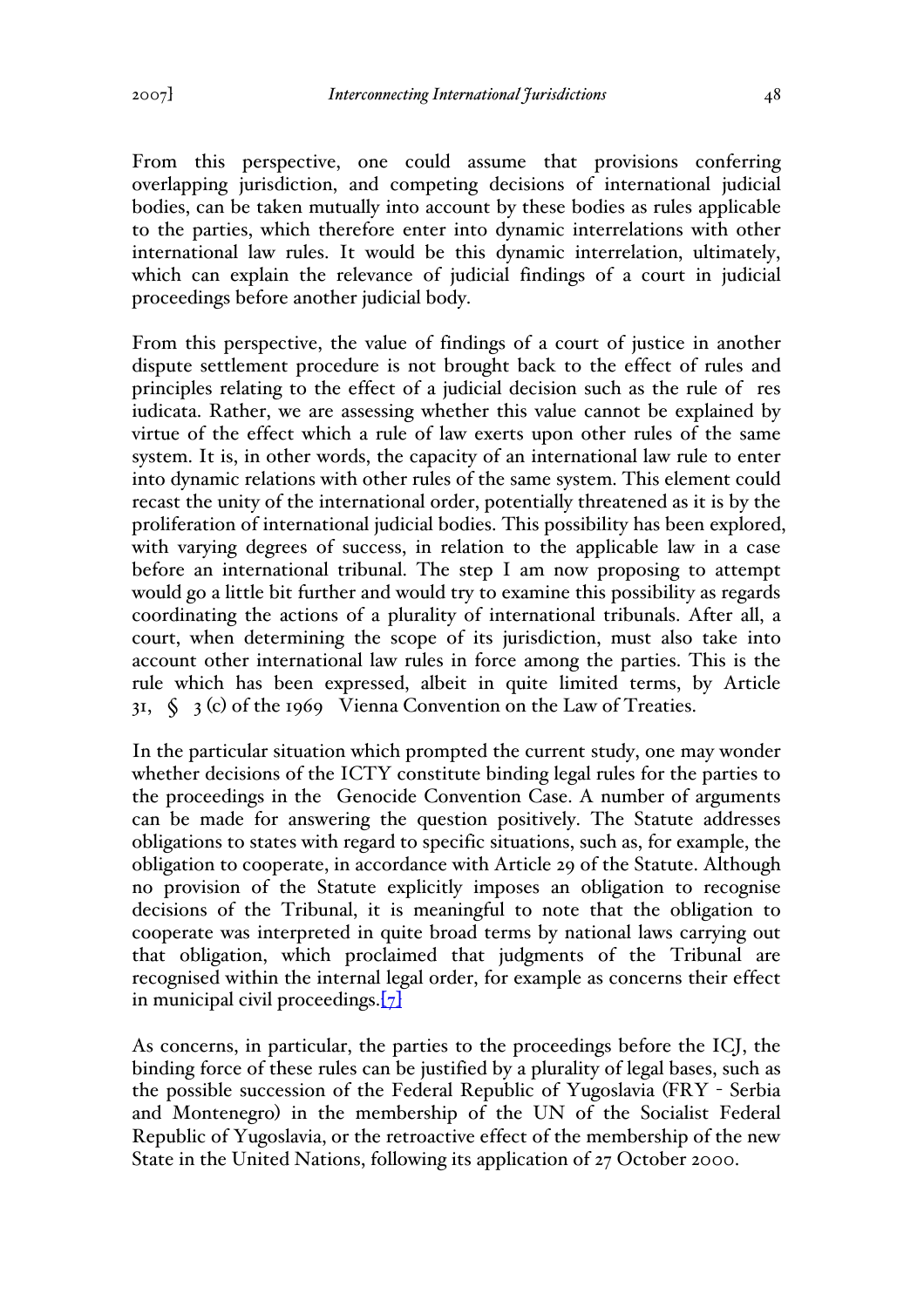From this perspective, one could assume that provisions conferring overlapping jurisdiction, and competing decisions of international judicial bodies, can be taken mutually into account by these bodies as rules applicable to the parties, which therefore enter into dynamic interrelations with other international law rules. It would be this dynamic interrelation, ultimately, which can explain the relevance of judicial findings of a court in judicial proceedings before another judicial body.

From this perspective, the value of findings of a court of justice in another dispute settlement procedure is not brought back to the effect of rules and principles relating to the effect of a judicial decision such as the rule of *res iudicata*. Rather, we are assessing whether this value cannot be explained by virtue of the effect which a rule of law exerts upon other rules of the same system. It is, in other words, the capacity of an international law rule to enter into dynamic relations with other rules of the same system. This element could recast the unity of the international order, potentially threatened as it is by the proliferation of international judicial bodies. This possibility has been explored, with varying degrees of success, in relation to the applicable law in a case before an international tribunal. The step I am now proposing to attempt would go a little bit further and would try to examine this possibility as regards coordinating the actions of a plurality of international tribunals. After all, a court, when determining the scope of its jurisdiction, must also take into account other international law rules in force among the parties. This is the rule which has been expressed, albeit in quite limited terms, by Article 31, § 3 (c) of the 1969 Vienna Convention on the Law of Treaties.

In the particular situation which prompted the current study, one may wonder whether decisions of the ICTY constitute binding legal rules for the parties to the proceedings in the *Genocide Convention Case*. A number of arguments can be made for answering the question positively. The Statute addresses obligations to states with regard to specific situations, such as, for example, the obligation to cooperate, in accordance with Article 29 of the Statute. Although no provision of the Statute explicitly imposes an obligation to recognise decisions of the Tribunal, it is meaningful to note that the obligation to cooperate was interpreted in quite broad terms by national laws carrying out that obligation, which proclaimed that judgments of the Tribunal are recognised within the internal legal order, for example as concerns their effect in municipal civil proceedings.[7]

As concerns, in particular, the parties to the proceedings before the ICJ, the binding force of these rules can be justified by a plurality of legal bases, such as the possible succession of the Federal Republic of Yugoslavia (FRY - Serbia and Montenegro) in the membership of the UN of the Socialist Federal Republic of Yugoslavia, or the retroactive effect of the membership of the new State in the United Nations, following its application of 27 October 2000.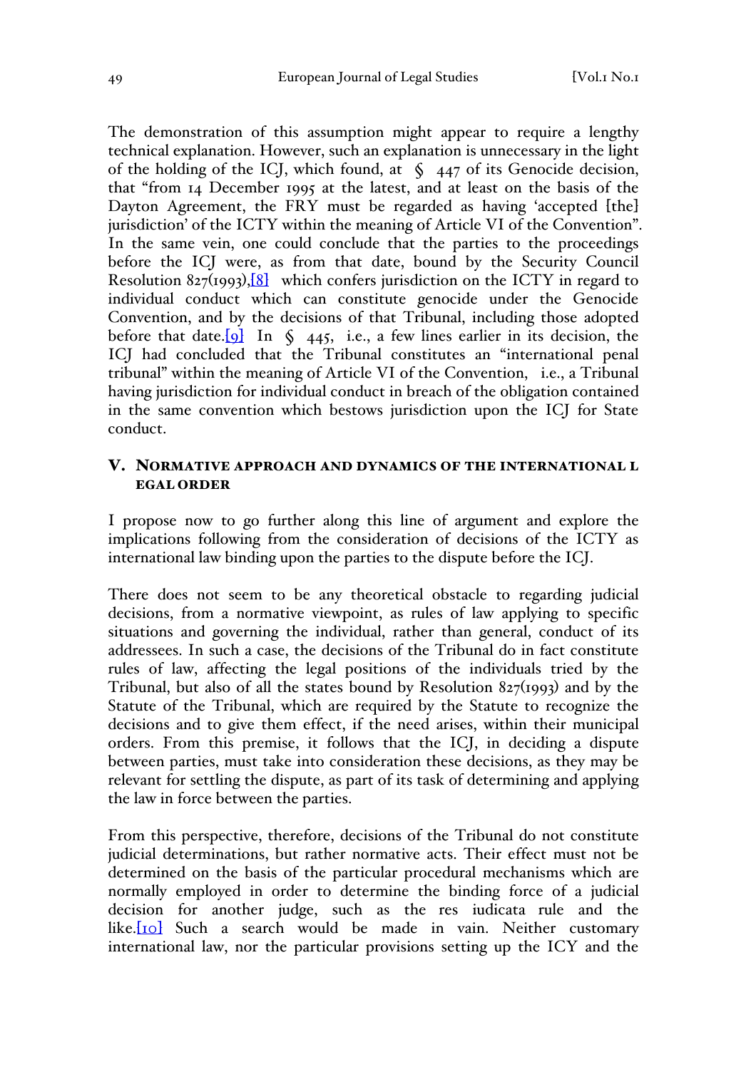The demonstration of this assumption might appear to require a lengthy technical explanation. However, such an explanation is unnecessary in the light of the holding of the ICJ, which found, at § 447 of its Genocide decision, that "from 14 December 1995 at the latest, and at least on the basis of the Dayton Agreement, the FRY must be regarded as having 'accepted [the] jurisdiction' of the ICTY within the meaning of Article VI of the Convention". In the same vein, one could conclude that the parties to the proceedings before the ICJ were, as from that date, bound by the Security Council Resolution 827(1993),[8] which confers jurisdiction on the ICTY in regard to individual conduct which can constitute genocide under the Genocide Convention, and by the decisions of that Tribunal, including those adopted before that date.[9] In § 445, i.e., a few lines earlier in its decision, the ICJ had concluded that the Tribunal constitutes an "international penal tribunal" within the meaning of Article VI of the Convention, i.e., a Tribunal having jurisdiction for individual conduct in breach of the obligation contained in the same convention which bestows jurisdiction upon the ICJ for State conduct.

## V. Normative approach and dynamics of the international legal order

I propose now to go further along this line of argument and explore the implications following from the consideration of decisions of the ICTY as international law binding upon the parties to the dispute before the ICJ.

There does not seem to be any theoretical obstacle to regarding judicial decisions, from a normative viewpoint, as rules of law applying to specific situations and governing the individual, rather than general, conduct of its addressees. In such a case, the decisions of the Tribunal do in fact constitute rules of law, affecting the legal positions of the individuals tried by the Tribunal, but also of all the states bound by Resolution 827(1993) and by the Statute of the Tribunal, which are required by the Statute to recognize the decisions and to give them effect, if the need arises, within their municipal orders. From this premise, it follows that the ICJ, in deciding a dispute between parties, must take into consideration these decisions, as they may be relevant for settling the dispute, as part of its task of determining and applying the law in force between the parties.

From this perspective, therefore, decisions of the Tribunal do not constitute judicial determinations, but rather normative acts. Their effect must not be determined on the basis of the particular procedural mechanisms which are normally employed in order to determine the binding force of a judicial decision for another judge, such as the res iudicata rule and the like.[10] Such a search would be made in vain. Neither customary international law, nor the particular provisions setting up the ICY and the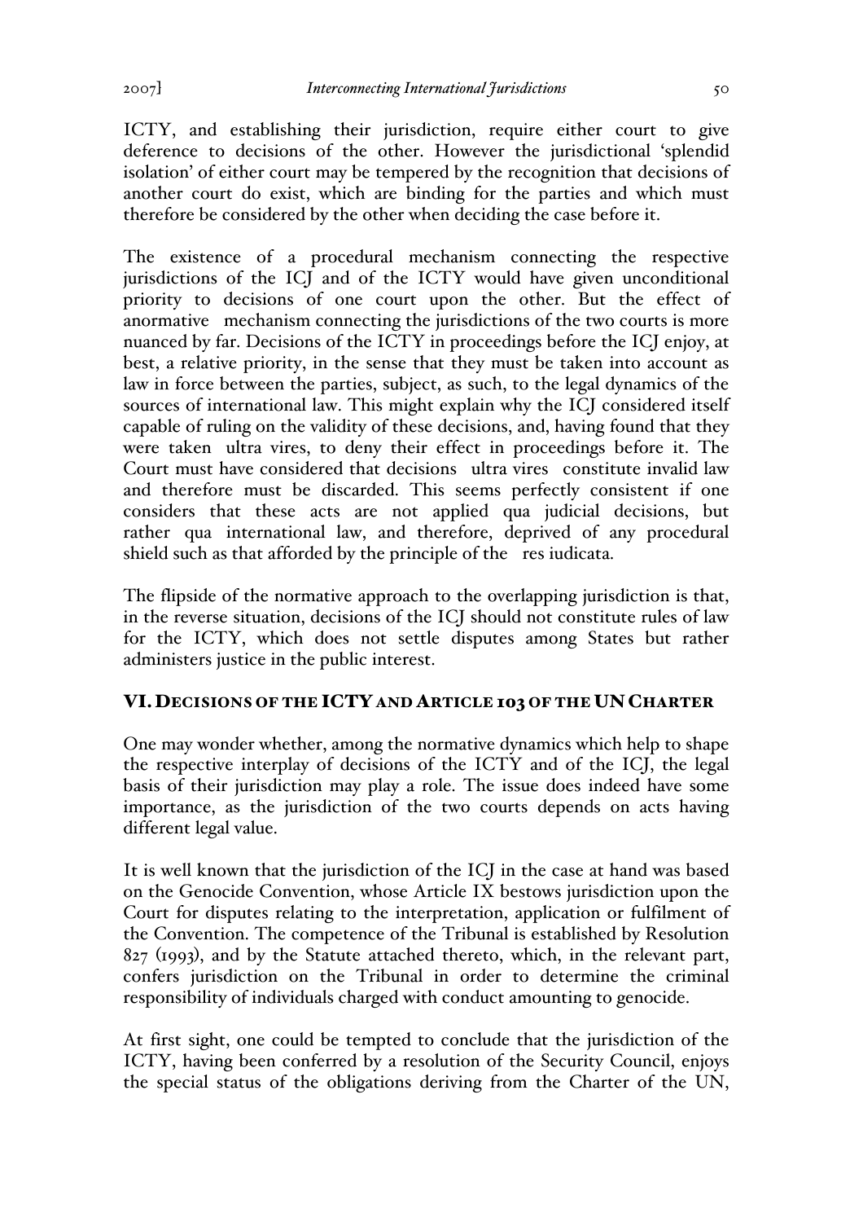ICTY, and establishing their jurisdiction, require either court to give deference to decisions of the other. However the jurisdictional 'splendid isolation' of either court may be tempered by the recognition that decisions of another court do exist, which are binding for the parties and which must therefore be considered by the other when deciding the case before it.

The existence of a procedural mechanism connecting the respective jurisdictions of the ICJ and of the ICTY would have given unconditional priority to decisions of one court upon the other. But the effect of anormative mechanism connecting the jurisdictions of the two courts is more nuanced by far. Decisions of the ICTY in proceedings before the ICJ enjoy, at best, a relative priority, in the sense that they must be taken into account as law in force between the parties, subject, as such, to the legal dynamics of the sources of international law. This might explain why the ICJ considered itself capable of ruling on the validity of these decisions, and, having found that they were taken *ultra vires*, to deny their effect in proceedings before it. The Court must have considered that decisions *ultra vires* constitute invalid law and therefore must be discarded. This seems perfectly consistent if one considers that these acts are not applied *qua* judicial decisions, but rather *qua* international law, and therefore, deprived of any procedural shield such as that afforded by the principle of the *res iudicata*.

The flipside of the normative approach to the overlapping jurisdiction is that, in the reverse situation, decisions of the ICJ should not constitute rules of law for the ICTY, which does not settle disputes among States but rather administers justice in the public interest.

## VI. Decisions of the ICTY and Article 103 of the UN Charter

One may wonder whether, among the normative dynamics which help to shape the respective interplay of decisions of the ICTY and of the ICJ, the legal basis of their jurisdiction may play a role. The issue does indeed have some importance, as the jurisdiction of the two courts depends on acts having different legal value.

It is well known that the jurisdiction of the ICJ in the case at hand was based on the Genocide Convention, whose Article IX bestows jurisdiction upon the Court for disputes relating to the interpretation, application or fulfilment of the Convention. The competence of the Tribunal is established by Resolution 827 (1993), and by the Statute attached thereto, which, in the relevant part, confers jurisdiction on the Tribunal in order to determine the criminal responsibility of individuals charged with conduct amounting to genocide.

At first sight, one could be tempted to conclude that the jurisdiction of the ICTY, having been conferred by a resolution of the Security Council, enjoys the special status of the obligations deriving from the Charter of the UN,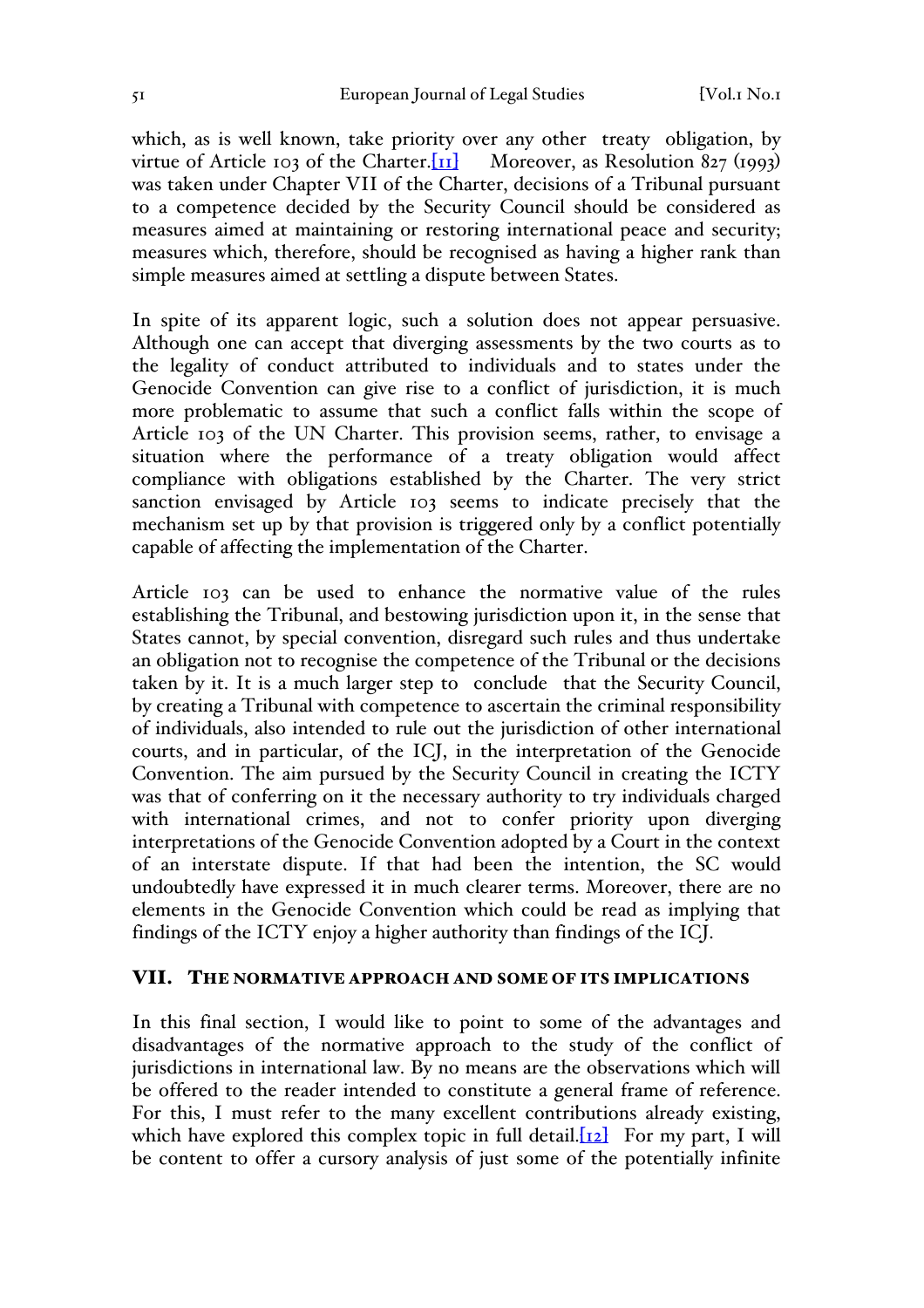which, as is well known, take priority over any other treaty obligation, by virtue of Article 103 of the Charter.[11] Moreover, as Resolution 827 (1993) was taken under Chapter VII of the Charter, decisions of a Tribunal pursuant to a competence decided by the Security Council should be considered as measures aimed at maintaining or restoring international peace and security; measures which, therefore, should be recognised as having a higher rank than simple measures aimed at settling a dispute between States.

In spite of its apparent logic, such a solution does not appear persuasive. Although one can accept that diverging assessments by the two courts as to the legality of conduct attributed to individuals and to states under the Genocide Convention can give rise to a conflict of jurisdiction, it is much more problematic to assume that such a conflict falls within the scope of Article 103 of the UN Charter. This provision seems, rather, to envisage a situation where the performance of a treaty obligation would affect compliance with obligations established by the Charter. The very strict sanction envisaged by Article 103 seems to indicate precisely that the mechanism set up by that provision is triggered only by a conflict potentially capable of affecting the implementation of the Charter.

Article 103 can be used to enhance the normative value of the rules establishing the Tribunal, and bestowing jurisdiction upon it, in the sense that States cannot, by special convention, disregard such rules and thus undertake an obligation not to recognise the competence of the Tribunal or the decisions taken by it. It is a much larger step to conclude that the Security Council, by creating a Tribunal with competence to ascertain the criminal responsibility of individuals, also intended to rule out the jurisdiction of other international courts, and in particular, of the ICJ, in the interpretation of the Genocide Convention. The aim pursued by the Security Council in creating the ICTY was that of conferring on it the necessary authority to try individuals charged with international crimes, and not to confer priority upon diverging interpretations of the Genocide Convention adopted by a Court in the context of an interstate dispute. If that had been the intention, the SC would undoubtedly have expressed it in much clearer terms. Moreover, there are no elements in the Genocide Convention which could be read as implying that findings of the ICTY enjoy a higher authority than findings of the ICJ.

## VII. THE NORMATIVE APPROACH AND SOME OF ITS IMPLICATIONS

In this final section, I would like to point to some of the advantages and disadvantages of the normative approach to the study of the conflict of jurisdictions in international law. By no means are the observations which will be offered to the reader intended to constitute a general frame of reference. For this, I must refer to the many excellent contributions already existing, which have explored this complex topic in full detail.[12] For my part, I will be content to offer a cursory analysis of just some of the potentially infinite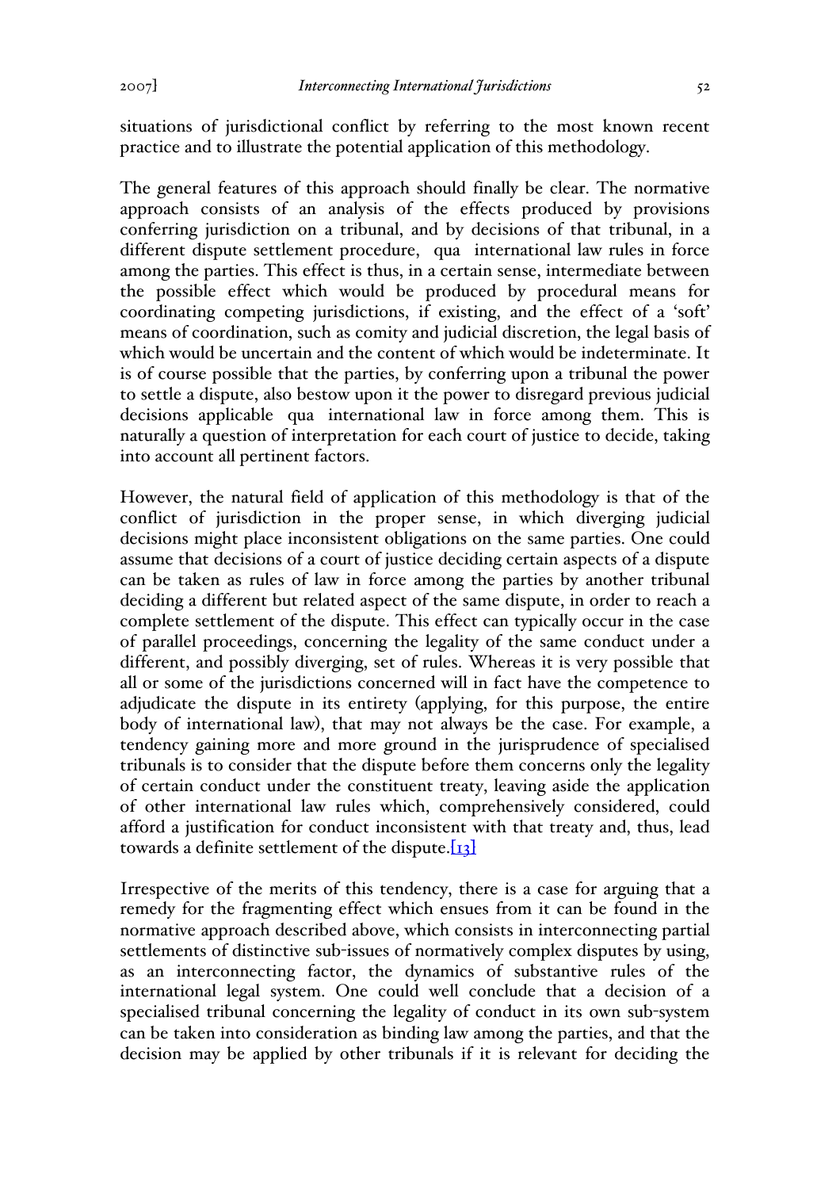situations of jurisdictional conflict by referring to the most known recent practice and to illustrate the potential application of this methodology.

The general features of this approach should finally be clear. The normative approach consists of an analysis of the effects produced by provisions conferring jurisdiction on a tribunal, and by decisions of that tribunal, in a different dispute settlement procedure, *qua* international law rules in force among the parties. This effect is thus, in a certain sense, intermediate between the possible effect which would be produced by procedural means for coordinating competing jurisdictions, if existing, and the effect of a 'soft' means of coordination, such as comity and judicial discretion, the legal basis of which would be uncertain and the content of which would be indeterminate. It is of course possible that the parties, by conferring upon a tribunal the power to settle a dispute, also bestow upon it the power to disregard previous judicial decisions applicable *qua* international law in force among them. This is naturally a question of interpretation for each court of justice to decide, taking into account all pertinent factors.

However, the natural field of application of this methodology is that of the conflict of jurisdiction in the proper sense, in which diverging judicial decisions might place inconsistent obligations on the same parties. One could assume that decisions of a court of justice deciding certain aspects of a dispute can be taken as rules of law in force among the parties by another tribunal deciding a different but related aspect of the same dispute, in order to reach a complete settlement of the dispute. This effect can typically occur in the case of parallel proceedings, concerning the legality of the same conduct under a different, and possibly diverging, set of rules. Whereas it is very possible that all or some of the jurisdictions concerned will in fact have the competence to adjudicate the dispute in its entirety (applying, for this purpose, the entire body of international law), that may not always be the case. For example, a tendency gaining more and more ground in the jurisprudence of specialised tribunals is to consider that the dispute before them concerns only the legality of certain conduct under the constituent treaty, leaving aside the application of other international law rules which, comprehensively considered, could afford a justification for conduct inconsistent with that treaty and, thus, lead towards a definite settlement of the dispute.[13]

Irrespective of the merits of this tendency, there is a case for arguing that a remedy for the fragmenting effect which ensues from it can be found in the normative approach described above, which consists in interconnecting partial settlements of distinctive sub-issues of normatively complex disputes by using, as an interconnecting factor, the dynamics of substantive rules of the international legal system. One could well conclude that a decision of a specialised tribunal concerning the legality of conduct in its own sub-system can be taken into consideration as binding law among the parties, and that the decision may be applied by other tribunals if it is relevant for deciding the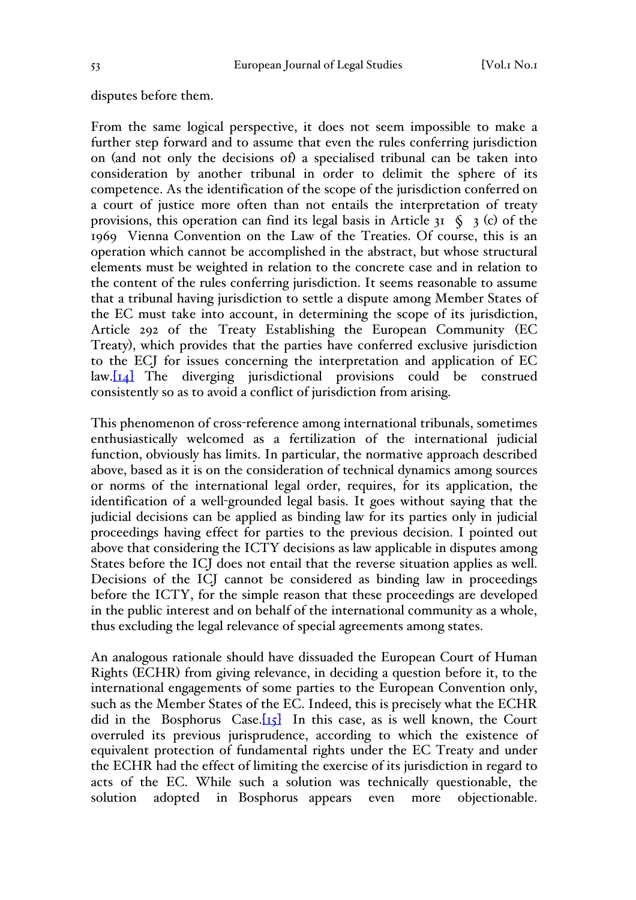disputes before them.

From the same logical perspective, it does not seem impossible to make a further step forward and to assume that even the rules conferring jurisdiction on (and not only the decisions of) a specialised tribunal can be taken into consideration by another tribunal in order to delimit the sphere of its competence. As the identification of the scope of the jurisdiction conferred on a court of justice more often than not entails the interpretation of treaty provisions, this operation can find its legal basis in Article 31 § 3 (c) of the 1969 Vienna Convention on the Law of the Treaties. Of course, this is an operation which cannot be accomplished in the abstract, but whose structural elements must be weighted in relation to the concrete case and in relation to the content of the rules conferring jurisdiction. It seems reasonable to assume that a tribunal having jurisdiction to settle a dispute among Member States of the EC must take into account, in determining the scope of its jurisdiction, Article 292 of the Treaty Establishing the European Community (EC Treaty), which provides that the parties have conferred exclusive jurisdiction to the ECJ for issues concerning the interpretation and application of EC law.[14] The diverging jurisdictional provisions could be construed consistently so as to avoid a conflict of jurisdiction from arising.

This phenomenon of cross-reference among international tribunals, sometimes enthusiastically welcomed as a fertilization of the international judicial function, obviously has limits. In particular, the normative approach described above, based as it is on the consideration of technical dynamics among sources or norms of the international legal order, requires, for its application, the identification of a well-grounded legal basis. It goes without saying that the judicial decisions can be applied as binding law for its parties only in judicial proceedings having effect for parties to the previous decision. I pointed out above that considering the ICTY decisions as law applicable in disputes among States before the ICJ does not entail that the reverse situation applies as well. Decisions of the ICJ cannot be considered as binding law in proceedings before the ICTY, for the simple reason that these proceedings are developed in the public interest and on behalf of the international community as a whole, thus excluding the legal relevance of special agreements among states.

An analogous rationale should have dissuaded the European Court of Human Rights (ECHR) from giving relevance, in deciding a question before it, to the international engagements of some parties to the European Convention only, such as the Member States of the EC. Indeed, this is precisely what the ECHR did in the Bosphorus Case.[15] In this case, as is well known, the Court overruled its previous jurisprudence, according to which the existence of equivalent protection of fundamental rights under the EC Treaty and under the ECHR had the effect of limiting the exercise of its jurisdiction in regard to acts of the EC. While such a solution was technically questionable, the solution adopted in Bosphorus appears even more objectionable.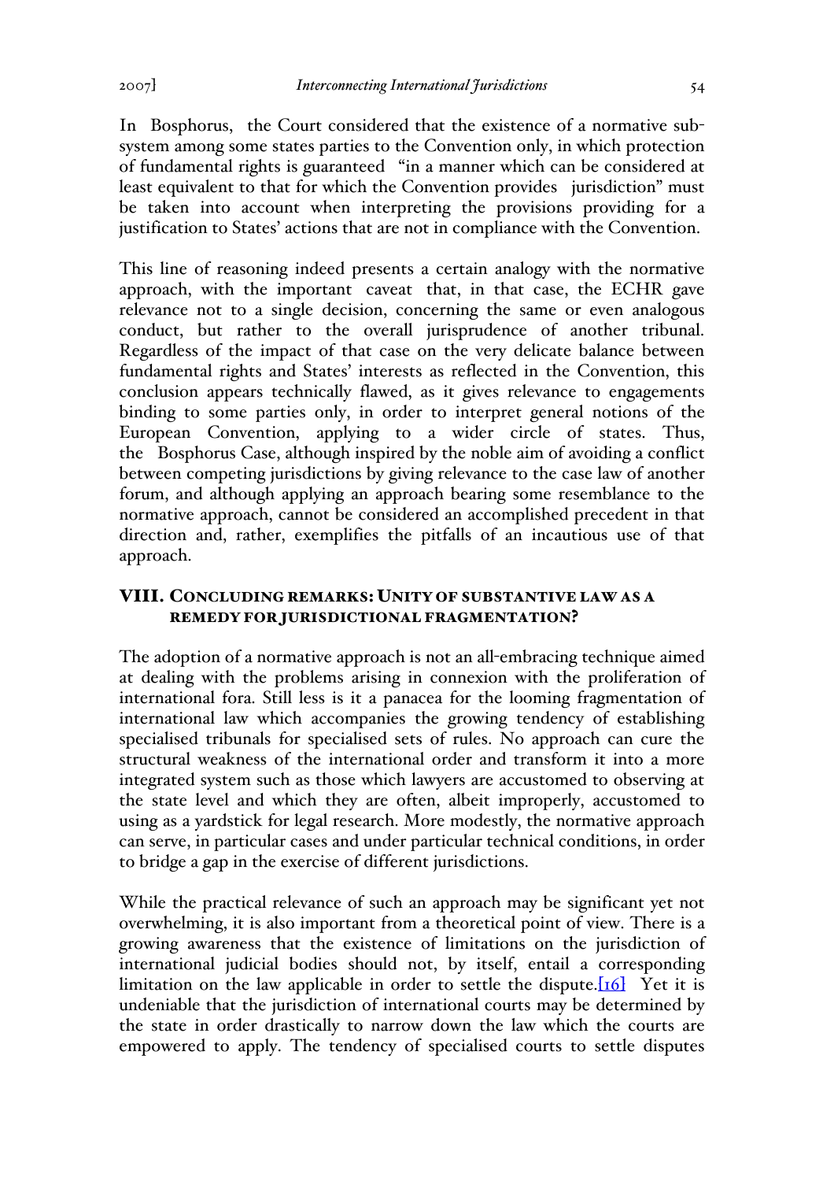In Bosphorus, the Court considered that the existence of a normative sub-system among some states parties to the Convention only, in which protection of fundamental rights is guaranteed "in a manner which can be considered at least equivalent to that for which the Convention provides jurisdiction" must be taken into account when interpreting the provisions providing for a justification to States' actions that are not in compliance with the Convention.

This line of reasoning indeed presents a certain analogy with the normative approach, with the important caveat that, in that case, the ECHR gave relevance not to a single decision, concerning the same or even analogous conduct, but rather to the overall jurisprudence of another tribunal. Regardless of the impact of that case on the very delicate balance between fundamental rights and States' interests as reflected in the Convention, this conclusion appears technically flawed, as it gives relevance to engagements binding to some parties only, in order to interpret general notions of the European Convention, applying to a wider circle of states. Thus, the Bosphorus Case, although inspired by the noble aim of avoiding a conflict between competing jurisdictions by giving relevance to the case law of another forum, and although applying an approach bearing some resemblance to the normative approach, cannot be considered an accomplished precedent in that direction and, rather, exemplifies the pitfalls of an incautious use of that approach.

## VIII. Concluding remarks: Unity of substantive law as a remedy for jurisdictional fragmentation?

The adoption of a normative approach is not an all-embracing technique aimed at dealing with the problems arising in connexion with the proliferation of international fora. Still less is it a panacea for the looming fragmentation of international law which accompanies the growing tendency of establishing specialised tribunals for specialised sets of rules. No approach can cure the structural weakness of the international order and transform it into a more integrated system such as those which lawyers are accustomed to observing at the state level and which they are often, albeit improperly, accustomed to using as a yardstick for legal research. More modestly, the normative approach can serve, in particular cases and under particular technical conditions, in order to bridge a gap in the exercise of different jurisdictions.

While the practical relevance of such an approach may be significant yet not overwhelming, it is also important from a theoretical point of view. There is a growing awareness that the existence of limitations on the jurisdiction of international judicial bodies should not, by itself, entail a corresponding limitation on the law applicable in order to settle the dispute.[16] Yet it is undeniable that the jurisdiction of international courts may be determined by the state in order drastically to narrow down the law which the courts are empowered to apply. The tendency of specialised courts to settle disputes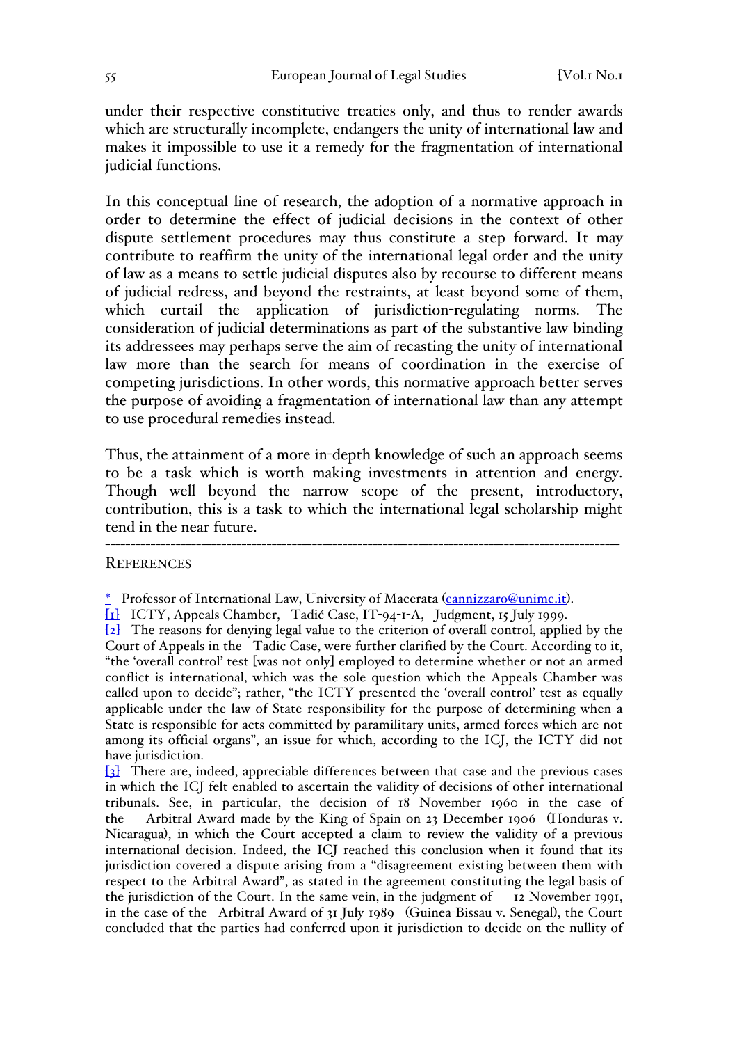under their respective constitutive treaties only, and thus to render awards which are structurally incomplete, endangers the unity of international law and makes it impossible to use it a remedy for the fragmentation of international judicial functions.

In this conceptual line of research, the adoption of a normative approach in order to determine the effect of judicial decisions in the context of other dispute settlement procedures may thus constitute a step forward. It may contribute to reaffirm the unity of the international legal order and the unity of law as a means to settle judicial disputes also by recourse to different means of judicial redress, and beyond the restraints, at least beyond some of them, which curtail the application of jurisdiction-regulating norms. The consideration of judicial determinations as part of the substantive law binding its addressees may perhaps serve the aim of recasting the unity of international law more than the search for means of coordination in the exercise of competing jurisdictions. In other words, this normative approach better serves the purpose of avoiding a fragmentation of international law than any attempt to use procedural remedies instead.

Thus, the attainment of a more in-depth knowledge of such an approach seems to be a task which is worth making investments in attention and energy. Though well beyond the narrow scope of the present, introductory, contribution, this is a task to which the international legal scholarship might tend in the near future.

---

REFERENCES

* Professor of International Law, University of Macerata (cannizzaro@unimc.it).

[1] ICTY, Appeals Chamber, Tadić Case, IT-94-1-A, Judgment, 15 July 1999.

[2] The reasons for denying legal value to the criterion of overall control, applied by the Court of Appeals in the Tadic Case, were further clarified by the Court. According to it, "the 'overall control' test [was not only] employed to determine whether or not an armed conflict is international, which was the sole question which the Appeals Chamber was called upon to decide"; rather, "the ICTY presented the 'overall control' test as equally applicable under the law of State responsibility for the purpose of determining when a State is responsible for acts committed by paramilitary units, armed forces which are not among its official organs", an issue for which, according to the ICJ, the ICTY did not have jurisdiction.

[3] There are, indeed, appreciable differences between that case and the previous cases in which the ICJ felt enabled to ascertain the validity of decisions of other international tribunals. See, in particular, the decision of 18 November 1960 in the case of the Arbitral Award made by the King of Spain on 23 December 1906 (Honduras v. Nicaragua), in which the Court accepted a claim to review the validity of a previous international decision. Indeed, the ICJ reached this conclusion when it found that its jurisdiction covered a dispute arising from a "disagreement existing between them with respect to the Arbitral Award", as stated in the agreement constituting the legal basis of the jurisdiction of the Court. In the same vein, in the judgment of 12 November 1991, in the case of the Arbitral Award of 31 July 1989 (Guinea-Bissau v. Senegal), the Court concluded that the parties had conferred upon it jurisdiction to decide on the nullity of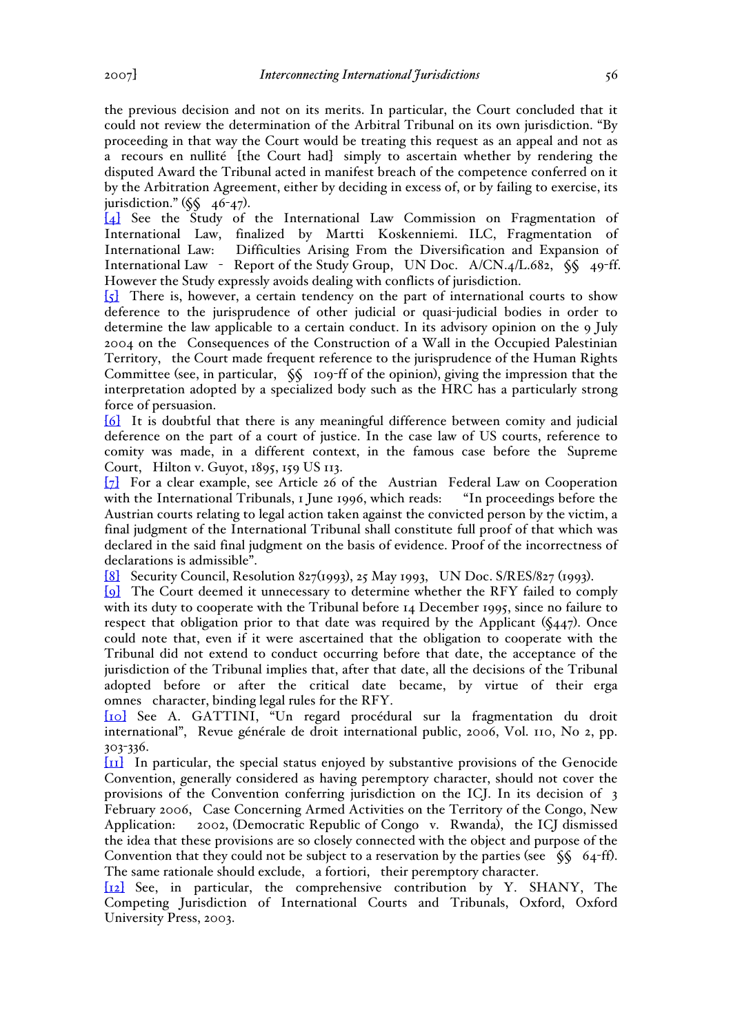the previous decision and not on its merits. In particular, the Court concluded that it could not review the determination of the Arbitral Tribunal on its own jurisdiction. "By proceeding in that way the Court would be treating this request as an appeal and not as a *recours en nullité* [the Court had] simply to ascertain whether by rendering the disputed Award the Tribunal acted in manifest breach of the competence conferred on it by the Arbitration Agreement, either by deciding in excess of, or by failing to exercise, its jurisdiction." (§§ 46-47).

[4] See the Study of the International Law Commission on Fragmentation of International Law, finalized by Martti Koskenniemi. ILC, Fragmentation of International Law: *Difficulties Arising From the Diversification and Expansion of International Law* - Report of the Study Group, UN Doc. A/CN.4/L.682, §§ 49-ff. However the Study expressly avoids dealing with conflicts of jurisdiction.

[5] There is, however, a certain tendency on the part of international courts to show deference to the jurisprudence of other judicial or quasi-judicial bodies in order to determine the law applicable to a certain conduct. In its advisory opinion on the 9 July 2004 on the *Consequences of the Construction of a Wall in the Occupied Palestinian Territory*, the Court made frequent reference to the jurisprudence of the Human Rights Committee (see, in particular, §§ 109-ff of the opinion), giving the impression that the interpretation adopted by a specialized body such as the HRC has a particularly strong force of persuasion.

[6] It is doubtful that there is any meaningful difference between comity and judicial deference on the part of a court of justice. In the case law of US courts, reference to comity was made, in a different context, in the famous case before the Supreme Court, *Hilton v. Guyot*, 1895, 159 US 113.

[7] For a clear example, see Article 26 of the *Austrian Federal Law on Cooperation with the International Tribunals*, 1 June 1996, which reads: "In proceedings before the Austrian courts relating to legal action taken against the convicted person by the victim, a final judgment of the International Tribunal shall constitute full proof of that which was declared in the said final judgment on the basis of evidence. Proof of the incorrectness of declarations is admissible".

[8] Security Council, Resolution 827(1993), 25 May 1993, UN Doc. S/RES/827 (1993).

[9] The Court deemed it unnecessary to determine whether the RFY failed to comply with its duty to cooperate with the Tribunal before 14 December 1995, since no failure to respect that obligation prior to that date was required by the Applicant (§447). Once could note that, even if it were ascertained that the obligation to cooperate with the Tribunal did not extend to conduct occurring before that date, the acceptance of the jurisdiction of the Tribunal implies that, after that date, all the decisions of the Tribunal adopted before or after the critical date became, by virtue of their *erga omnes* character, binding legal rules for the RFY.

[10] See A. GATTINI, "Un regard procédural sur la fragmentation du droit international", *Revue générale de droit international public*, 2006, Vol. 110, No 2, pp. 303-336.

[11] In particular, the special status enjoyed by substantive provisions of the Genocide Convention, generally considered as having peremptory character, should not cover the provisions of the Convention conferring jurisdiction on the ICJ. In its decision of 3 February 2006, *Case Concerning Armed Activities on the Territory of the Congo, New Application: 2002, (Democratic Republic of Congo v. Rwanda)*, the ICJ dismissed the idea that these provisions are so closely connected with the object and purpose of the Convention that they could not be subject to a reservation by the parties (see §§ 64-ff). The same rationale should exclude, *a fortiori*, their peremptory character.

[12] See, in particular, the comprehensive contribution by Y. SHANY, *The Competing Jurisdiction of International Courts and Tribunals*, Oxford, Oxford University Press, 2003.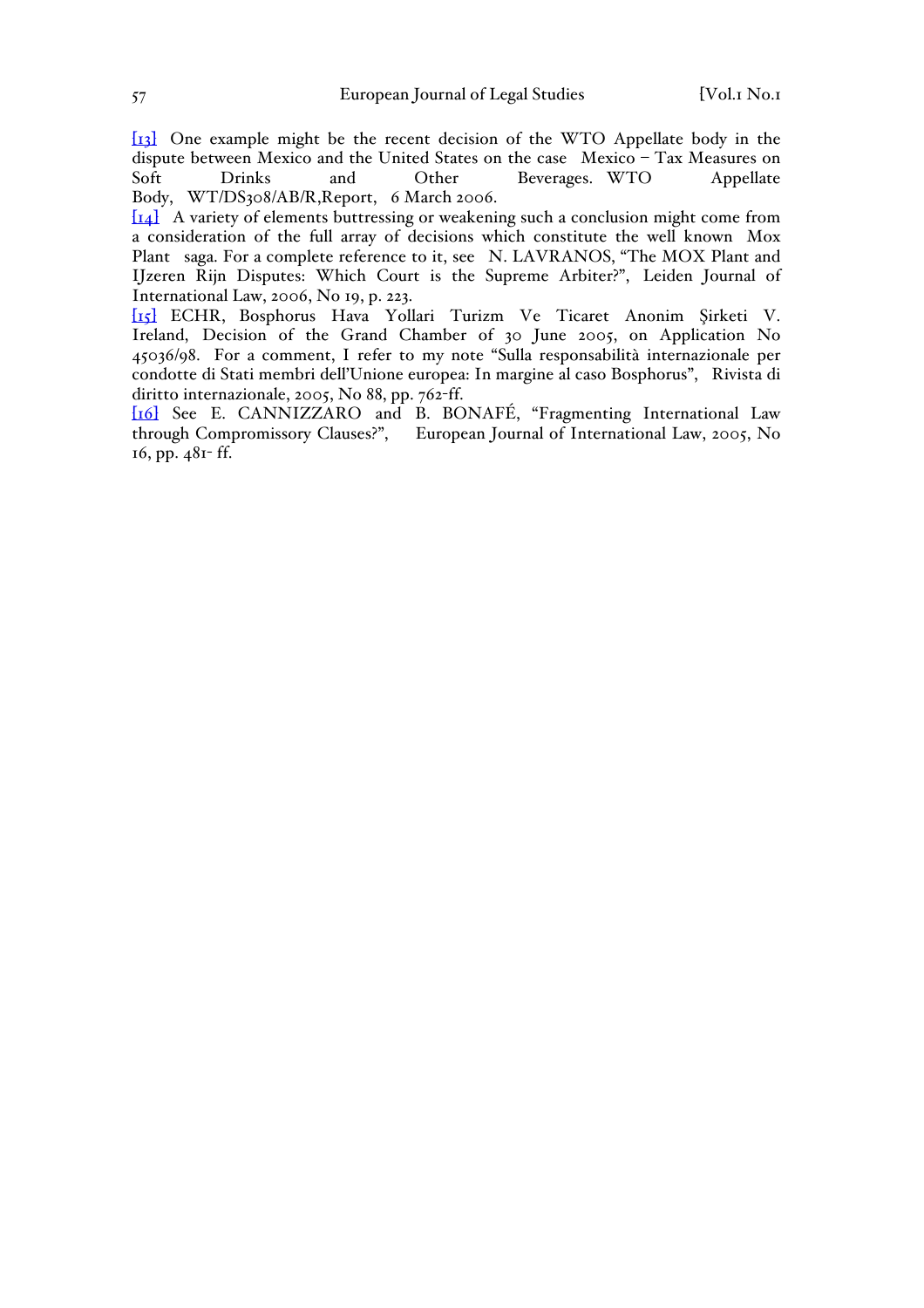[13] One example might be the recent decision of the WTO Appellate body in the dispute between Mexico and the United States on the case *Mexico – Tax Measures on Soft Drinks and Other Beverages*. WTO Appellate Body, WT/DS308/AB/R,Report, 6 March 2006.

[14] A variety of elements buttressing or weakening such a conclusion might come from a consideration of the full array of decisions which constitute the well known *Mox Plant* saga. For a complete reference to it, see N. LAVRANOS, "The MOX Plant and IJzeren Rijn Disputes: Which Court is the Supreme Arbiter?", Leiden Journal of International Law, 2006, No 19, p. 223.

[15] ECHR, Bosphorus Hava Yollari Turizm Ve Ticaret Anonim Şirketi V. Ireland, Decision of the Grand Chamber of 30 June 2005, on Application No 45036/98. For a comment, I refer to my note "Sulla responsabilità internazionale per condotte di Stati membri dell'Unione europea: In margine al caso Bosphorus", *Rivista di diritto internazionale*, 2005, No 88, pp. 762-ff.

[16] See E. CANNIZZARO and B. BONAFÉ, "Fragmenting International Law through Compromissory Clauses?", *European Journal of International Law*, 2005, No 16, pp. 481- ff.